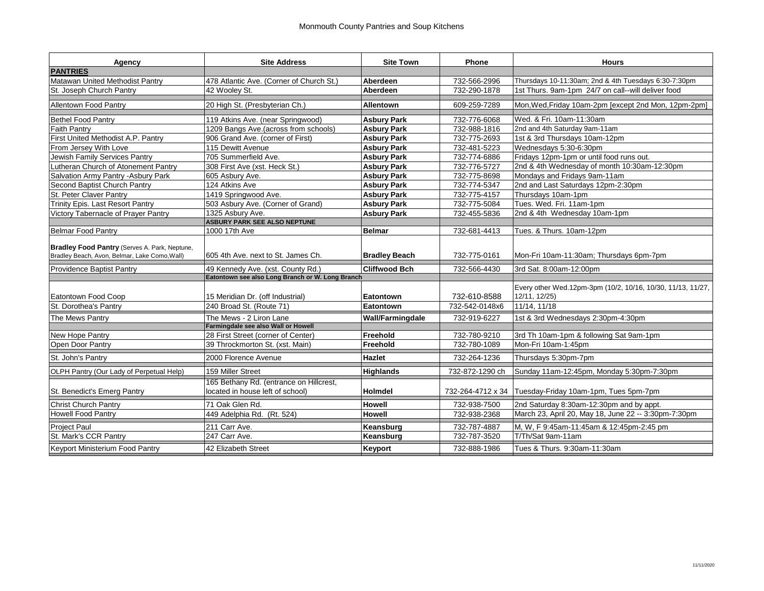# Monmouth County Pantries and Soup Kitchens

| Agency | Site Address | Site Town | Phone | Hours |
|---|---|---|---|---|
| **PANTRIES** | | | | |
| Matawan United Methodist Pantry | 478 Atlantic Ave. (Corner of Church St.) | **Aberdeen** | 732-566-2996 | Thursdays 10-11:30am; 2nd & 4th Tuesdays 6:30-7:30pm |
| St. Joseph Church Pantry | 42 Wooley St. | **Aberdeen** | 732-290-1878 | 1st Thurs. 9am-1pm 24/7 on call--will deliver food |
| Allentown Food Pantry | 20 High St. (Presbyterian Ch.) | **Allentown** | 609-259-7289 | Mon,Wed,Friday 10am-2pm [except 2nd Mon, 12pm-2pm] |
| Bethel Food Pantry | 119 Atkins Ave. (near Springwood) | **Asbury Park** | 732-776-6068 | Wed. & Fri. 10am-11:30am |
| Faith Pantry | 1209 Bangs Ave.(across from schools) | **Asbury Park** | 732-988-1816 | 2nd and 4th Saturday 9am-11am |
| First United Methodist A.P. Pantry | 906 Grand Ave. (corner of First) | **Asbury Park** | 732-775-2693 | 1st & 3rd Thursdays 10am-12pm |
| From Jersey With Love | 115 Dewitt Avenue | **Asbury Park** | 732-481-5223 | Wednesdays 5:30-6:30pm |
| Jewish Family Services Pantry | 705 Summerfield Ave. | **Asbury Park** | 732-774-6886 | Fridays 12pm-1pm or until food runs out. |
| Lutheran Church of Atonement Pantry | 308 First Ave (xst. Heck St.) | **Asbury Park** | 732-776-5727 | 2nd & 4th Wednesday of month 10:30am-12:30pm |
| Salvation Army Pantry -Asbury Park | 605 Asbury Ave. | **Asbury Park** | 732-775-8698 | Mondays and Fridays 9am-11am |
| Second Baptist Church Pantry | 124 Atkins Ave | **Asbury Park** | 732-774-5347 | 2nd and Last Saturdays 12pm-2:30pm |
| St. Peter Claver Pantry | 1419 Springwood Ave. | **Asbury Park** | 732-775-4157 | Thursdays 10am-1pm |
| Trinity Epis. Last Resort Pantry | 503 Asbury Ave. (Corner of Grand) | **Asbury Park** | 732-775-5084 | Tues. Wed. Fri. 11am-1pm |
| Victory Tabernacle of Prayer Pantry | 1325 Asbury Ave. | **Asbury Park** | 732-455-5836 | 2nd & 4th Wednesday 10am-1pm |
| | **ASBURY PARK SEE ALSO NEPTUNE** | | | |
| Belmar Food Pantry | 1000 17th Ave | **Belmar** | 732-681-4413 | Tues. & Thurs. 10am-12pm |
| **Bradley Food Pantry** (Serves A. Park, Neptune, Bradley Beach, Avon, Belmar, Lake Como,Wall) | 605 4th Ave. next to St. James Ch. | **Bradley Beach** | 732-775-0161 | Mon-Fri 10am-11:30am; Thursdays 6pm-7pm |
| Providence Baptist Pantry | 49 Kennedy Ave. (xst. County Rd.) | **Cliffwood Bch** | 732-566-4430 | 3rd Sat. 8:00am-12:00pm |
| | **Eatontown see also Long Branch or W. Long Branch** | | | |
| Eatontown Food Coop | 15 Meridian Dr. (off Industrial) | **Eatontown** | 732-610-8588 | Every other Wed.12pm-3pm (10/2, 10/16, 10/30, 11/13, 11/27, 12/11, 12/25) |
| St. Dorothea's Pantry | 240 Broad St. (Route 71) | **Eatontown** | 732-542-0148x6 | 11/14, 11/18 |
| The Mews Pantry | The Mews - 2 Liron Lane | **Wall/Farmingdale** | 732-919-6227 | 1st & 3rd Wednesdays 2:30pm-4:30pm |
| | **Farmingdale see also Wall or Howell** | | | |
| New Hope Pantry | 28 First Street (corner of Center) | **Freehold** | 732-780-9210 | 3rd Th 10am-1pm & following Sat 9am-1pm |
| Open Door Pantry | 39 Throckmorton St. (xst. Main) | **Freehold** | 732-780-1089 | Mon-Fri 10am-1:45pm |
| St. John's Pantry | 2000 Florence Avenue | **Hazlet** | 732-264-1236 | Thursdays 5:30pm-7pm |
| OLPH Pantry (Our Lady of Perpetual Help) | 159 Miller Street | **Highlands** | 732-872-1290 ch | Sunday 11am-12:45pm, Monday 5:30pm-7:30pm |
| St. Benedict's Emerg Pantry | 165 Bethany Rd. (entrance on Hillcrest, located in house left of school) | **Holmdel** | 732-264-4712 x 34 | Tuesday-Friday 10am-1pm, Tues 5pm-7pm |
| Christ Church Pantry | 71 Oak Glen Rd. | **Howell** | 732-938-7500 | 2nd Saturday 8:30am-12:30pm and by appt. |
| Howell Food Pantry | 449 Adelphia Rd. (Rt. 524) | **Howell** | 732-938-2368 | March 23, April 20, May 18, June 22 -- 3:30pm-7:30pm |
| Project Paul | 211 Carr Ave. | **Keansburg** | 732-787-4887 | M, W, F 9:45am-11:45am & 12:45pm-2:45 pm |
| St. Mark's CCR Pantry | 247 Carr Ave. | **Keansburg** | 732-787-3520 | T/Th/Sat 9am-11am |
| Keyport Ministerium Food Pantry | 42 Elizabeth Street | **Keyport** | 732-888-1986 | Tues & Thurs. 9:30am-11:30am |

11/11/2020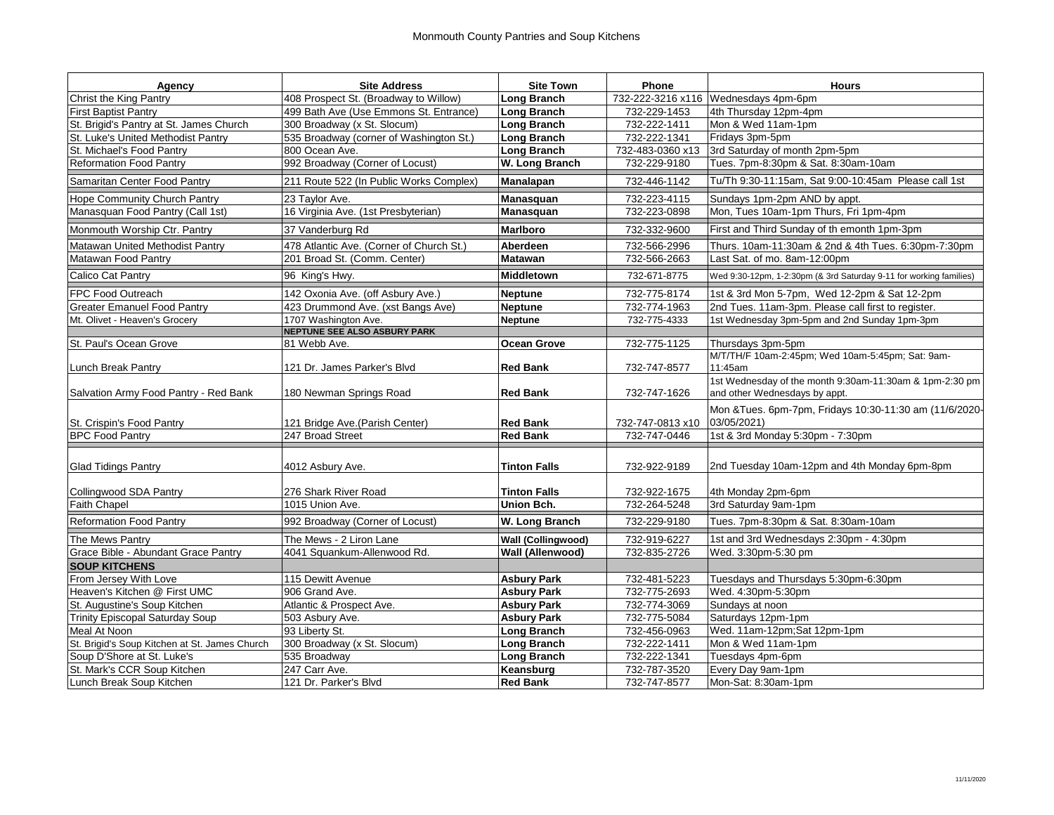# Monmouth County Pantries and Soup Kitchens

| Agency | Site Address | Site Town | Phone | Hours |
|---|---|---|---|---|
| Christ the King Pantry | 408 Prospect St. (Broadway to Willow) | **Long Branch** | 732-222-3216 x116 | Wednesdays 4pm-6pm |
| First Baptist Pantry | 499 Bath Ave (Use Emmons St. Entrance) | **Long Branch** | 732-229-1453 | 4th Thursday 12pm-4pm |
| St. Brigid's Pantry at St. James Church | 300 Broadway (x St. Slocum) | **Long Branch** | 732-222-1411 | Mon & Wed 11am-1pm |
| St. Luke's United Methodist Pantry | 535 Broadway (corner of Washington St.) | **Long Branch** | 732-222-1341 | Fridays 3pm-5pm |
| St. Michael's Food Pantry | 800 Ocean Ave. | **Long Branch** | 732-483-0360 x13 | 3rd Saturday of month 2pm-5pm |
| Reformation Food Pantry | 992 Broadway (Corner of Locust) | **W. Long Branch** | 732-229-9180 | Tues. 7pm-8:30pm & Sat. 8:30am-10am |
| Samaritan Center Food Pantry | 211 Route 522 (In Public Works Complex) | **Manalapan** | 732-446-1142 | Tu/Th 9:30-11:15am, Sat 9:00-10:45am Please call 1st |
| Hope Community Church Pantry | 23 Taylor Ave. | **Manasquan** | 732-223-4115 | Sundays 1pm-2pm AND by appt. |
| Manasquan Food Pantry (Call 1st) | 16 Virginia Ave. (1st Presbyterian) | **Manasquan** | 732-223-0898 | Mon, Tues 10am-1pm Thurs, Fri 1pm-4pm |
| Monmouth Worship Ctr. Pantry | 37 Vanderburg Rd | **Marlboro** | 732-332-9600 | First and Third Sunday of th emonth 1pm-3pm |
| Matawan United Methodist Pantry | 478 Atlantic Ave. (Corner of Church St.) | **Aberdeen** | 732-566-2996 | Thurs. 10am-11:30am & 2nd & 4th Tues. 6:30pm-7:30pm |
| Matawan Food Pantry | 201 Broad St. (Comm. Center) | **Matawan** | 732-566-2663 | Last Sat. of mo. 8am-12:00pm |
| Calico Cat Pantry | 96 King's Hwy. | **Middletown** | 732-671-8775 | Wed 9:30-12pm, 1-2:30pm (& 3rd Saturday 9-11 for working families) |
| FPC Food Outreach | 142 Oxonia Ave. (off Asbury Ave.) | **Neptune** | 732-775-8174 | 1st & 3rd Mon 5-7pm, Wed 12-2pm & Sat 12-2pm |
| Greater Emanuel Food Pantry | 423 Drummond Ave. (xst Bangs Ave) | **Neptune** | 732-774-1963 | 2nd Tues. 11am-3pm. Please call first to register. |
| Mt. Olivet - Heaven's Grocery | 1707 Washington Ave. | **Neptune** | 732-775-4333 | 1st Wednesday 3pm-5pm and 2nd Sunday 1pm-3pm |
| | **NEPTUNE SEE ALSO ASBURY PARK** | | | |
| St. Paul's Ocean Grove | 81 Webb Ave. | **Ocean Grove** | 732-775-1125 | Thursdays 3pm-5pm |
| Lunch Break Pantry | 121 Dr. James Parker's Blvd | **Red Bank** | 732-747-8577 | M/T/TH/F 10am-2:45pm; Wed 10am-5:45pm; Sat: 9am-11:45am |
| Salvation Army Food Pantry - Red Bank | 180 Newman Springs Road | **Red Bank** | 732-747-1626 | 1st Wednesday of the month 9:30am-11:30am & 1pm-2:30 pm and other Wednesdays by appt. |
| St. Crispin's Food Pantry | 121 Bridge Ave.(Parish Center) | **Red Bank** | 732-747-0813 x10 | Mon &Tues. 6pm-7pm, Fridays 10:30-11:30 am (11/6/2020-03/05/2021) |
| BPC Food Pantry | 247 Broad Street | **Red Bank** | 732-747-0446 | 1st & 3rd Monday 5:30pm - 7:30pm |
| Glad Tidings Pantry | 4012 Asbury Ave. | **Tinton Falls** | 732-922-9189 | 2nd Tuesday 10am-12pm and 4th Monday 6pm-8pm |
| Collingwood SDA Pantry | 276 Shark River Road | **Tinton Falls** | 732-922-1675 | 4th Monday 2pm-6pm |
| Faith Chapel | 1015 Union Ave. | **Union Bch.** | 732-264-5248 | 3rd Saturday 9am-1pm |
| Reformation Food Pantry | 992 Broadway (Corner of Locust) | **W. Long Branch** | 732-229-9180 | Tues. 7pm-8:30pm & Sat. 8:30am-10am |
| The Mews Pantry | The Mews - 2 Liron Lane | **Wall (Collingwood)** | 732-919-6227 | 1st and 3rd Wednesdays 2:30pm - 4:30pm |
| Grace Bible - Abundant Grace Pantry | 4041 Squankum-Allenwood Rd. | **Wall (Allenwood)** | 732-835-2726 | Wed. 3:30pm-5:30 pm |
| **SOUP KITCHENS** | | | | |
| From Jersey With Love | 115 Dewitt Avenue | **Asbury Park** | 732-481-5223 | Tuesdays and Thursdays 5:30pm-6:30pm |
| Heaven's Kitchen @ First UMC | 906 Grand Ave. | **Asbury Park** | 732-775-2693 | Wed. 4:30pm-5:30pm |
| St. Augustine's Soup Kitchen | Atlantic & Prospect Ave. | **Asbury Park** | 732-774-3069 | Sundays at noon |
| Trinity Episcopal Saturday Soup | 503 Asbury Ave. | **Asbury Park** | 732-775-5084 | Saturdays 12pm-1pm |
| Meal At Noon | 93 Liberty St. | **Long Branch** | 732-456-0963 | Wed. 11am-12pm;Sat 12pm-1pm |
| St. Brigid's Soup Kitchen at St. James Church | 300 Broadway (x St. Slocum) | **Long Branch** | 732-222-1411 | Mon & Wed 11am-1pm |
| Soup D'Shore at St. Luke's | 535 Broadway | **Long Branch** | 732-222-1341 | Tuesdays 4pm-6pm |
| St. Mark's CCR Soup Kitchen | 247 Carr Ave. | **Keansburg** | 732-787-3520 | Every Day 9am-1pm |
| Lunch Break Soup Kitchen | 121 Dr. Parker's Blvd | **Red Bank** | 732-747-8577 | Mon-Sat: 8:30am-1pm |

11/11/2020